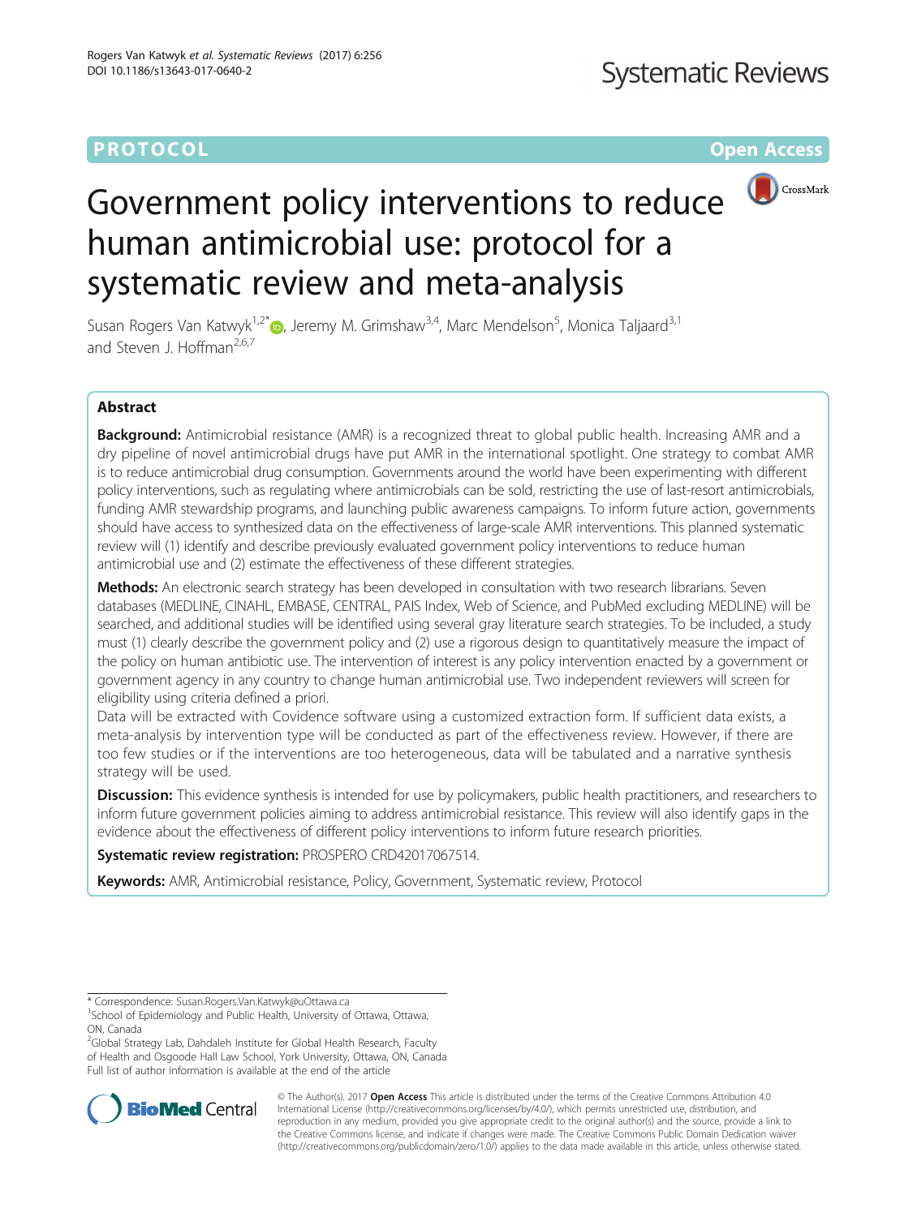**PROTOCOL** **Open Access**

# Government policy interventions to reduce human antimicrobial use: protocol for a systematic review and meta-analysis

Susan Rogers Van Katwyk[1,2*], Jeremy M. Grimshaw[3,4], Marc Mendelson[5], Monica Taljaard[3,1] and Steven J. Hoffman[2,6,7]

## Abstract

**Background:** Antimicrobial resistance (AMR) is a recognized threat to global public health. Increasing AMR and a dry pipeline of novel antimicrobial drugs have put AMR in the international spotlight. One strategy to combat AMR is to reduce antimicrobial drug consumption. Governments around the world have been experimenting with different policy interventions, such as regulating where antimicrobials can be sold, restricting the use of last-resort antimicrobials, funding AMR stewardship programs, and launching public awareness campaigns. To inform future action, governments should have access to synthesized data on the effectiveness of large-scale AMR interventions. This planned systematic review will (1) identify and describe previously evaluated government policy interventions to reduce human antimicrobial use and (2) estimate the effectiveness of these different strategies.

**Methods:** An electronic search strategy has been developed in consultation with two research librarians. Seven databases (MEDLINE, CINAHL, EMBASE, CENTRAL, PAIS Index, Web of Science, and PubMed excluding MEDLINE) will be searched, and additional studies will be identified using several gray literature search strategies. To be included, a study must (1) clearly describe the government policy and (2) use a rigorous design to quantitatively measure the impact of the policy on human antibiotic use. The intervention of interest is any policy intervention enacted by a government or government agency in any country to change human antimicrobial use. Two independent reviewers will screen for eligibility using criteria defined a priori.

Data will be extracted with Covidence software using a customized extraction form. If sufficient data exists, a meta-analysis by intervention type will be conducted as part of the effectiveness review. However, if there are too few studies or if the interventions are too heterogeneous, data will be tabulated and a narrative synthesis strategy will be used.

**Discussion:** This evidence synthesis is intended for use by policymakers, public health practitioners, and researchers to inform future government policies aiming to address antimicrobial resistance. This review will also identify gaps in the evidence about the effectiveness of different policy interventions to inform future research priorities.

**Systematic review registration:** PROSPERO CRD42017067514.

**Keywords:** AMR, Antimicrobial resistance, Policy, Government, Systematic review, Protocol

---

\* Correspondence: Susan.Rogers.Van.Katwyk@uOttawa.ca

[1]School of Epidemiology and Public Health, University of Ottawa, Ottawa, ON, Canada

[2]Global Strategy Lab, Dahdaleh Institute for Global Health Research, Faculty of Health and Osgoode Hall Law School, York University, Ottawa, ON, Canada

Full list of author information is available at the end of the article

© The Author(s). 2017 **Open Access** This article is distributed under the terms of the Creative Commons Attribution 4.0 International License (http://creativecommons.org/licenses/by/4.0/), which permits unrestricted use, distribution, and reproduction in any medium, provided you give appropriate credit to the original author(s) and the source, provide a link to the Creative Commons license, and indicate if changes were made. The Creative Commons Public Domain Dedication waiver (http://creativecommons.org/publicdomain/zero/1.0/) applies to the data made available in this article, unless otherwise stated.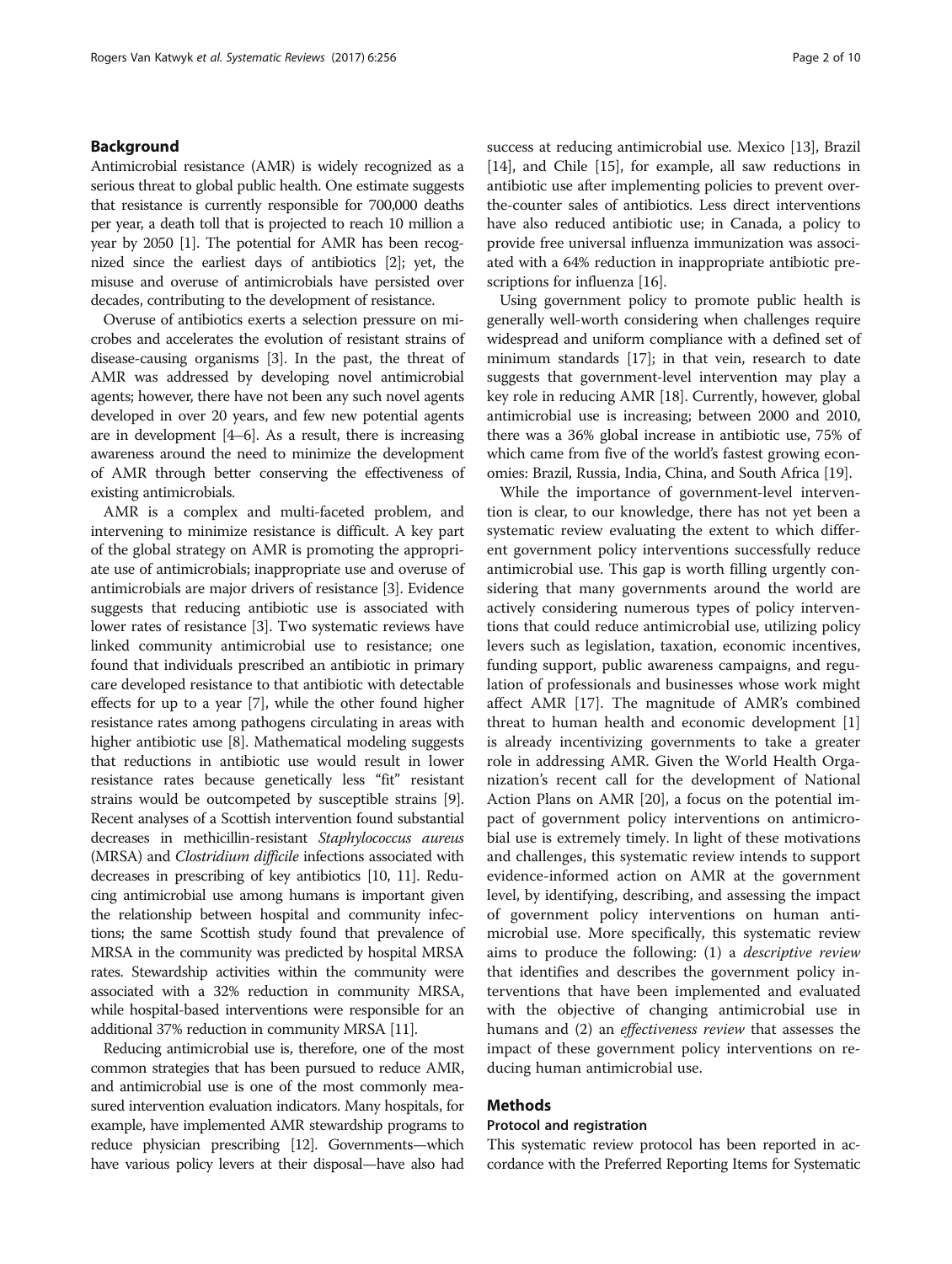## Background

Antimicrobial resistance (AMR) is widely recognized as a serious threat to global public health. One estimate suggests that resistance is currently responsible for 700,000 deaths per year, a death toll that is projected to reach 10 million a year by 2050 [1]. The potential for AMR has been recognized since the earliest days of antibiotics [2]; yet, the misuse and overuse of antimicrobials have persisted over decades, contributing to the development of resistance.

Overuse of antibiotics exerts a selection pressure on microbes and accelerates the evolution of resistant strains of disease-causing organisms [3]. In the past, the threat of AMR was addressed by developing novel antimicrobial agents; however, there have not been any such novel agents developed in over 20 years, and few new potential agents are in development [4–6]. As a result, there is increasing awareness around the need to minimize the development of AMR through better conserving the effectiveness of existing antimicrobials.

AMR is a complex and multi-faceted problem, and intervening to minimize resistance is difficult. A key part of the global strategy on AMR is promoting the appropriate use of antimicrobials; inappropriate use and overuse of antimicrobials are major drivers of resistance [3]. Evidence suggests that reducing antibiotic use is associated with lower rates of resistance [3]. Two systematic reviews have linked community antimicrobial use to resistance; one found that individuals prescribed an antibiotic in primary care developed resistance to that antibiotic with detectable effects for up to a year [7], while the other found higher resistance rates among pathogens circulating in areas with higher antibiotic use [8]. Mathematical modeling suggests that reductions in antibiotic use would result in lower resistance rates because genetically less "fit" resistant strains would be outcompeted by susceptible strains [9]. Recent analyses of a Scottish intervention found substantial decreases in methicillin-resistant *Staphylococcus aureus* (MRSA) and *Clostridium difficile* infections associated with decreases in prescribing of key antibiotics [10, 11]. Reducing antimicrobial use among humans is important given the relationship between hospital and community infections; the same Scottish study found that prevalence of MRSA in the community was predicted by hospital MRSA rates. Stewardship activities within the community were associated with a 32% reduction in community MRSA, while hospital-based interventions were responsible for an additional 37% reduction in community MRSA [11].

Reducing antimicrobial use is, therefore, one of the most common strategies that has been pursued to reduce AMR, and antimicrobial use is one of the most commonly measured intervention evaluation indicators. Many hospitals, for example, have implemented AMR stewardship programs to reduce physician prescribing [12]. Governments—which have various policy levers at their disposal—have also had success at reducing antimicrobial use. Mexico [13], Brazil [14], and Chile [15], for example, all saw reductions in antibiotic use after implementing policies to prevent over-the-counter sales of antibiotics. Less direct interventions have also reduced antibiotic use; in Canada, a policy to provide free universal influenza immunization was associated with a 64% reduction in inappropriate antibiotic prescriptions for influenza [16].

Using government policy to promote public health is generally well-worth considering when challenges require widespread and uniform compliance with a defined set of minimum standards [17]; in that vein, research to date suggests that government-level intervention may play a key role in reducing AMR [18]. Currently, however, global antimicrobial use is increasing; between 2000 and 2010, there was a 36% global increase in antibiotic use, 75% of which came from five of the world's fastest growing economies: Brazil, Russia, India, China, and South Africa [19].

While the importance of government-level intervention is clear, to our knowledge, there has not yet been a systematic review evaluating the extent to which different government policy interventions successfully reduce antimicrobial use. This gap is worth filling urgently considering that many governments around the world are actively considering numerous types of policy interventions that could reduce antimicrobial use, utilizing policy levers such as legislation, taxation, economic incentives, funding support, public awareness campaigns, and regulation of professionals and businesses whose work might affect AMR [17]. The magnitude of AMR's combined threat to human health and economic development [1] is already incentivizing governments to take a greater role in addressing AMR. Given the World Health Organization's recent call for the development of National Action Plans on AMR [20], a focus on the potential impact of government policy interventions on antimicrobial use is extremely timely. In light of these motivations and challenges, this systematic review intends to support evidence-informed action on AMR at the government level, by identifying, describing, and assessing the impact of government policy interventions on human antimicrobial use. More specifically, this systematic review aims to produce the following: (1) a *descriptive review* that identifies and describes the government policy interventions that have been implemented and evaluated with the objective of changing antimicrobial use in humans and (2) an *effectiveness review* that assesses the impact of these government policy interventions on reducing human antimicrobial use.

## Methods

### Protocol and registration

This systematic review protocol has been reported in accordance with the Preferred Reporting Items for Systematic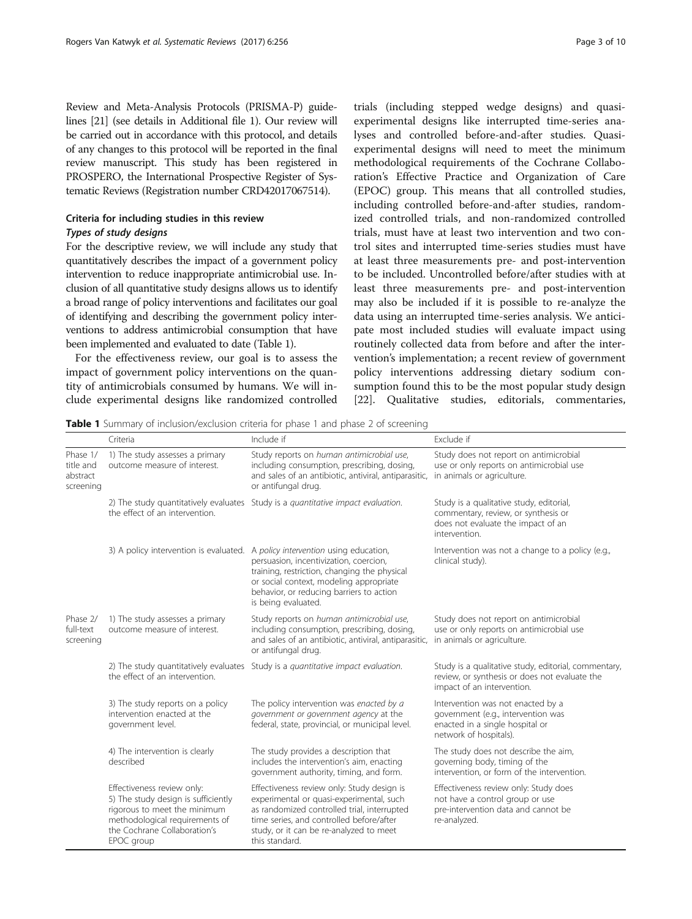Review and Meta-Analysis Protocols (PRISMA-P) guidelines [21] (see details in Additional file 1). Our review will be carried out in accordance with this protocol, and details of any changes to this protocol will be reported in the final review manuscript. This study has been registered in PROSPERO, the International Prospective Register of Systematic Reviews (Registration number CRD42017067514).

## Criteria for including studies in this review

### *Types of study designs*

For the descriptive review, we will include any study that quantitatively describes the impact of a government policy intervention to reduce inappropriate antimicrobial use. Inclusion of all quantitative study designs allows us to identify a broad range of policy interventions and facilitates our goal of identifying and describing the government policy interventions to address antimicrobial consumption that have been implemented and evaluated to date (Table 1).

For the effectiveness review, our goal is to assess the impact of government policy interventions on the quantity of antimicrobials consumed by humans. We will include experimental designs like randomized controlled trials (including stepped wedge designs) and quasi-experimental designs like interrupted time-series analyses and controlled before-and-after studies. Quasi-experimental designs will need to meet the minimum methodological requirements of the Cochrane Collaboration's Effective Practice and Organization of Care (EPOC) group. This means that all controlled studies, including controlled before-and-after studies, randomized controlled trials, and non-randomized controlled trials, must have at least two intervention and two control sites and interrupted time-series studies must have at least three measurements pre- and post-intervention to be included. Uncontrolled before/after studies with at least three measurements pre- and post-intervention may also be included if it is possible to re-analyze the data using an interrupted time-series analysis. We anticipate most included studies will evaluate impact using routinely collected data from before and after the intervention's implementation; a recent review of government policy interventions addressing dietary sodium consumption found this to be the most popular study design [22]. Qualitative studies, editorials, commentaries,

**Table 1** Summary of inclusion/exclusion criteria for phase 1 and phase 2 of screening

| | Criteria | Include if | Exclude if |
|---|---|---|---|
| Phase 1/ title and abstract screening | 1) The study assesses a primary outcome measure of interest. | Study reports on *human antimicrobial use*, including consumption, prescribing, dosing, and sales of an antibiotic, antiviral, antiparasitic, or antifungal drug. | Study does not report on antimicrobial use or only reports on antimicrobial use in animals or agriculture. |
| | 2) The study quantitatively evaluates the effect of an intervention. | Study is a *quantitative impact evaluation*. | Study is a qualitative study, editorial, commentary, review, or synthesis or does not evaluate the impact of an intervention. |
| | 3) A policy intervention is evaluated. | A *policy intervention* using education, persuasion, incentivization, coercion, training, restriction, changing the physical or social context, modeling appropriate behavior, or reducing barriers to action is being evaluated. | Intervention was not a change to a policy (e.g., clinical study). |
| Phase 2/ full-text screening | 1) The study assesses a primary outcome measure of interest. | Study reports on *human antimicrobial use*, including consumption, prescribing, dosing, and sales of an antibiotic, antiviral, antiparasitic, or antifungal drug. | Study does not report on antimicrobial use or only reports on antimicrobial use in animals or agriculture. |
| | 2) The study quantitatively evaluates the effect of an intervention. | Study is a *quantitative impact evaluation*. | Study is a qualitative study, editorial, commentary, review, or synthesis or does not evaluate the impact of an intervention. |
| | 3) The study reports on a policy intervention enacted at the government level. | The policy intervention was *enacted by a government or government agency* at the federal, state, provincial, or municipal level. | Intervention was not enacted by a government (e.g., intervention was enacted in a single hospital or network of hospitals). |
| | 4) The intervention is clearly described | The study provides a description that includes the intervention's aim, enacting government authority, timing, and form. | The study does not describe the aim, governing body, timing of the intervention, or form of the intervention. |
| | Effectiveness review only: 5) The study design is sufficiently rigorous to meet the minimum methodological requirements of the Cochrane Collaboration's EPOC group | Effectiveness review only: Study design is experimental or quasi-experimental, such as randomized controlled trial, interrupted time series, and controlled before/after study, or it can be re-analyzed to meet this standard. | Effectiveness review only: Study does not have a control group or use pre-intervention data and cannot be re-analyzed. |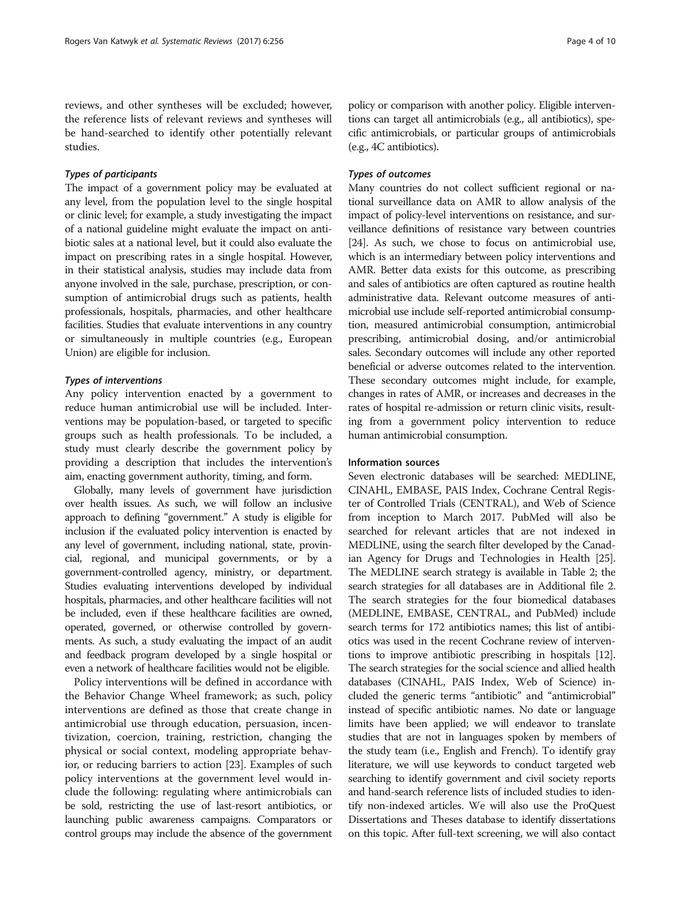reviews, and other syntheses will be excluded; however, the reference lists of relevant reviews and syntheses will be hand-searched to identify other potentially relevant studies.

#### *Types of participants*

The impact of a government policy may be evaluated at any level, from the population level to the single hospital or clinic level; for example, a study investigating the impact of a national guideline might evaluate the impact on antibiotic sales at a national level, but it could also evaluate the impact on prescribing rates in a single hospital. However, in their statistical analysis, studies may include data from anyone involved in the sale, purchase, prescription, or consumption of antimicrobial drugs such as patients, health professionals, hospitals, pharmacies, and other healthcare facilities. Studies that evaluate interventions in any country or simultaneously in multiple countries (e.g., European Union) are eligible for inclusion.

#### *Types of interventions*

Any policy intervention enacted by a government to reduce human antimicrobial use will be included. Interventions may be population-based, or targeted to specific groups such as health professionals. To be included, a study must clearly describe the government policy by providing a description that includes the intervention's aim, enacting government authority, timing, and form.

Globally, many levels of government have jurisdiction over health issues. As such, we will follow an inclusive approach to defining "government." A study is eligible for inclusion if the evaluated policy intervention is enacted by any level of government, including national, state, provincial, regional, and municipal governments, or by a government-controlled agency, ministry, or department. Studies evaluating interventions developed by individual hospitals, pharmacies, and other healthcare facilities will not be included, even if these healthcare facilities are owned, operated, governed, or otherwise controlled by governments. As such, a study evaluating the impact of an audit and feedback program developed by a single hospital or even a network of healthcare facilities would not be eligible.

Policy interventions will be defined in accordance with the Behavior Change Wheel framework; as such, policy interventions are defined as those that create change in antimicrobial use through education, persuasion, incentivization, coercion, training, restriction, changing the physical or social context, modeling appropriate behavior, or reducing barriers to action [23]. Examples of such policy interventions at the government level would include the following: regulating where antimicrobials can be sold, restricting the use of last-resort antibiotics, or launching public awareness campaigns. Comparators or control groups may include the absence of the government policy or comparison with another policy. Eligible interventions can target all antimicrobials (e.g., all antibiotics), specific antimicrobials, or particular groups of antimicrobials (e.g., 4C antibiotics).

#### *Types of outcomes*

Many countries do not collect sufficient regional or national surveillance data on AMR to allow analysis of the impact of policy-level interventions on resistance, and surveillance definitions of resistance vary between countries [24]. As such, we chose to focus on antimicrobial use, which is an intermediary between policy interventions and AMR. Better data exists for this outcome, as prescribing and sales of antibiotics are often captured as routine health administrative data. Relevant outcome measures of antimicrobial use include self-reported antimicrobial consumption, measured antimicrobial consumption, antimicrobial prescribing, antimicrobial dosing, and/or antimicrobial sales. Secondary outcomes will include any other reported beneficial or adverse outcomes related to the intervention. These secondary outcomes might include, for example, changes in rates of AMR, or increases and decreases in the rates of hospital re-admission or return clinic visits, resulting from a government policy intervention to reduce human antimicrobial consumption.

### Information sources

Seven electronic databases will be searched: MEDLINE, CINAHL, EMBASE, PAIS Index, Cochrane Central Register of Controlled Trials (CENTRAL), and Web of Science from inception to March 2017. PubMed will also be searched for relevant articles that are not indexed in MEDLINE, using the search filter developed by the Canadian Agency for Drugs and Technologies in Health [25]. The MEDLINE search strategy is available in Table 2; the search strategies for all databases are in Additional file 2. The search strategies for the four biomedical databases (MEDLINE, EMBASE, CENTRAL, and PubMed) include search terms for 172 antibiotics names; this list of antibiotics was used in the recent Cochrane review of interventions to improve antibiotic prescribing in hospitals [12]. The search strategies for the social science and allied health databases (CINAHL, PAIS Index, Web of Science) included the generic terms "antibiotic" and "antimicrobial" instead of specific antibiotic names. No date or language limits have been applied; we will endeavor to translate studies that are not in languages spoken by members of the study team (i.e., English and French). To identify gray literature, we will use keywords to conduct targeted web searching to identify government and civil society reports and hand-search reference lists of included studies to identify non-indexed articles. We will also use the ProQuest Dissertations and Theses database to identify dissertations on this topic. After full-text screening, we will also contact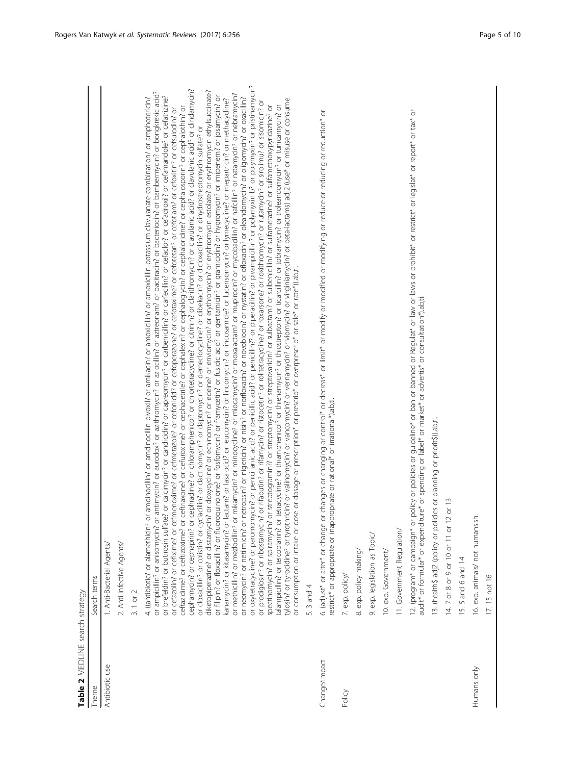**Table 2** MEDLINE search strategy

| Theme | Search terms |
| --- | --- |
| Antibiotic use | 1. Anti-Bacterial Agents/ |
| | 2. Anti-infective Agents/ |
| | 3. 1 or 2 |
| | 4. ((antibiotic? or alamethicin? or amdinocillin? or amdinocillin pivoxil? or amikacin? or amoxicillin? or amoxicillin-potassium clavulanate combination? or amphotericin? or ampicillin? or anisomycin? or antimycin? or aurodox? or azithromycin? or azlocillin? or aztreonam? or bacitracin? or bacteriocin? or bambermycin? or bongkrekic acid? or brefeldin? or butirosin sulfate? or calcimycin? or candicidin? or capreomycin? or carbenicillin? or carfecillin? or cefaclor? or cefadroxil? or cefamandole? or cefatrizine? or cefazolin? or cefixime? or cefmenoxime? or cefmetazole? or cefonicid? or cefoperazone? or cefotaxime? or cefotetan? or cefotiam? or cefoxitin? or cefsulodin? or ceftazidime? or ceftizoxime? or ceftriaxone? or cefuroxime? or cephacetrile? or cephalexin? or cephaloglycin? or cephaloridine? or cephalosporin? or cephalothin? or cephapirin? or cephradine? or chloramphenicol? or chlortetracycline? or citrinin? or clarithromycin? or clavulanic acid? or clavulanic acid? or clindamycin? or cloxacillin? or colistin? or cyclacillin? or dactinomycin? or daptomycin? or demeclocycline? or dibekacin? or dicloxacillin? or dihydrostreptomycin sulfate? or diketopiperazine? or distamycin? or doxycycline? or echinomycin? or edeine? or enviomycin? or erythromycin? or erythromycin estolate? or erythromycin ethylsuccinate? or filipin? or floxacillin? or fluoroquinolone? or fosfomycin? or framycetin? or fusidic acid? or gentamicin? or gramicidin? or hygromycin? or imipenem? or josamycin? or kanamycin? or kitasamycin? or lactam? or lasalocid? or leucomycin? or lincomycin? or lincosamide? or lucensomycin? or lymecycline? or mepartricin? or methacycline? or methicillin? or mezlocillin? or mikamycin? or minocycline? or miocamycin? or moxalactam? or mupirocin? or mycobacillin? or nafcillin? or natamycin? or nebramycin? or neomycin? or netilmicin? or netropsin? or nigericin? or nisin? or norfloxacin? or novobiocin? or nystatin? or ofloxacin? or oleandomycin? or oligomycin? or oxacillin? or oxytetracycline? or paromomycin? or penicillanic acid? or penicillic acid? or penicillin?? or piperacillin? or pivampicillin? or polymyxin b? or polymyxin? or pristinamycin? or prodigiosin? or ribostamycin? or rifabutin? or rifamycin? or ristocetin? or rolitetracycline? or roxarsone? or roxithromycin? or rutamycin? or sirolimu? or sisomicin? or spectinomycin? or spiramycin? or streptogramin?? or streptomycin? or streptovaricin? or sulbactam? or sulbenicillin? or sulfamerazine? or sulfamethoxypyridazine? or talampicillin? or teicoplanin? or tetracycline? or thiamphenicol? or thienamycin? or thiostrepton? or ticarcillin? or tobramycin? or troleandomycin? or tunicamycin? or tylosin? or tyrocidine? or tyrothricin? or valinomycin? or vancomycin? or vernamycin? or viomycin? or virginiamycin? or beta-lactams) adj2 (use* or misuse or consume or consumption or intake or dose or dosage or prescription* or prescrib* or overprescrib* or sale* or rate*)).ab,ti. |
| | 5. 3 and 4 |
| Change/impact | 6. (adjust* or alter* or change or changes or changing or control* or decreas* or limit* or modify or modified or modifying or reduce or reducing or reduction* or restrict* or appropriate or inappropriate or rational* or irrational*).ab,ti. |
| Policy | 7. exp. policy/ |
| | 8. exp. policy making/ |
| | 9. exp. legislation as Topic/ |
| | 10. Government/ |
| | 11. Government Regulation/ |
| | 12. (program* or campaign* or policy or policies or guideline* or ban or banned or Regulat* or law or laws or prohibit* or restrict* or legislat* or report* or tax* or audit* or formular* or expenditure* or spending or label* or market* or advertis* or consultation*).ab,ti. |
| | 13. (health$ adj2 (policy or policies or planning or priorit$)).ab,ti. |
| | 14. 7 or 8 or 9 or 10 or 11 or 12 or 13 |
| | 15. 5 and 6 and 14 |
| Humans only | 16. exp. animals/ not humans.sh. |
| | 17. 15 not 16 |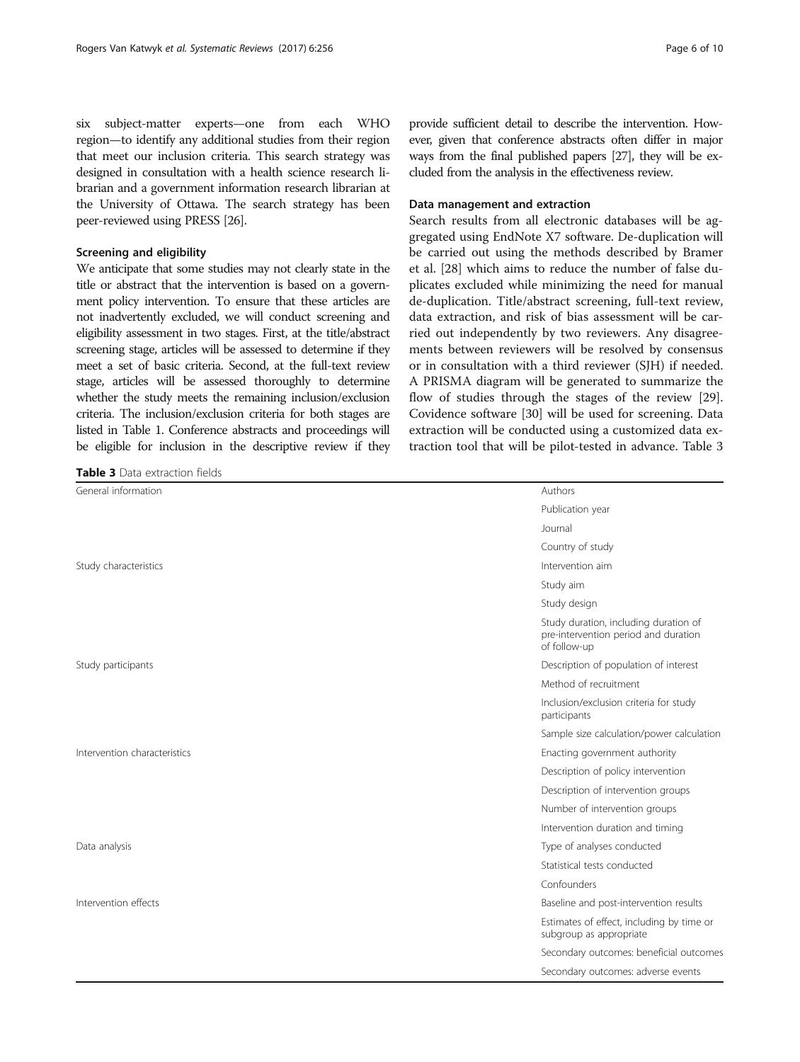six subject-matter experts—one from each WHO region—to identify any additional studies from their region that meet our inclusion criteria. This search strategy was designed in consultation with a health science research librarian and a government information research librarian at the University of Ottawa. The search strategy has been peer-reviewed using PRESS [26].

### Screening and eligibility

We anticipate that some studies may not clearly state in the title or abstract that the intervention is based on a government policy intervention. To ensure that these articles are not inadvertently excluded, we will conduct screening and eligibility assessment in two stages. First, at the title/abstract screening stage, articles will be assessed to determine if they meet a set of basic criteria. Second, at the full-text review stage, articles will be assessed thoroughly to determine whether the study meets the remaining inclusion/exclusion criteria. The inclusion/exclusion criteria for both stages are listed in Table 1. Conference abstracts and proceedings will be eligible for inclusion in the descriptive review if they provide sufficient detail to describe the intervention. However, given that conference abstracts often differ in major ways from the final published papers [27], they will be excluded from the analysis in the effectiveness review.

### Data management and extraction

Search results from all electronic databases will be aggregated using EndNote X7 software. De-duplication will be carried out using the methods described by Bramer et al. [28] which aims to reduce the number of false duplicates excluded while minimizing the need for manual de-duplication. Title/abstract screening, full-text review, data extraction, and risk of bias assessment will be carried out independently by two reviewers. Any disagreements between reviewers will be resolved by consensus or in consultation with a third reviewer (SJH) if needed. A PRISMA diagram will be generated to summarize the flow of studies through the stages of the review [29]. Covidence software [30] will be used for screening. Data extraction will be conducted using a customized data extraction tool that will be pilot-tested in advance. Table 3

**Table 3** Data extraction fields

| | |
|---|---|
| General information | Authors |
| | Publication year |
| | Journal |
| | Country of study |
| Study characteristics | Intervention aim |
| | Study aim |
| | Study design |
| | Study duration, including duration of pre-intervention period and duration of follow-up |
| Study participants | Description of population of interest |
| | Method of recruitment |
| | Inclusion/exclusion criteria for study participants |
| | Sample size calculation/power calculation |
| Intervention characteristics | Enacting government authority |
| | Description of policy intervention |
| | Description of intervention groups |
| | Number of intervention groups |
| | Intervention duration and timing |
| Data analysis | Type of analyses conducted |
| | Statistical tests conducted |
| | Confounders |
| Intervention effects | Baseline and post-intervention results |
| | Estimates of effect, including by time or subgroup as appropriate |
| | Secondary outcomes: beneficial outcomes |
| | Secondary outcomes: adverse events |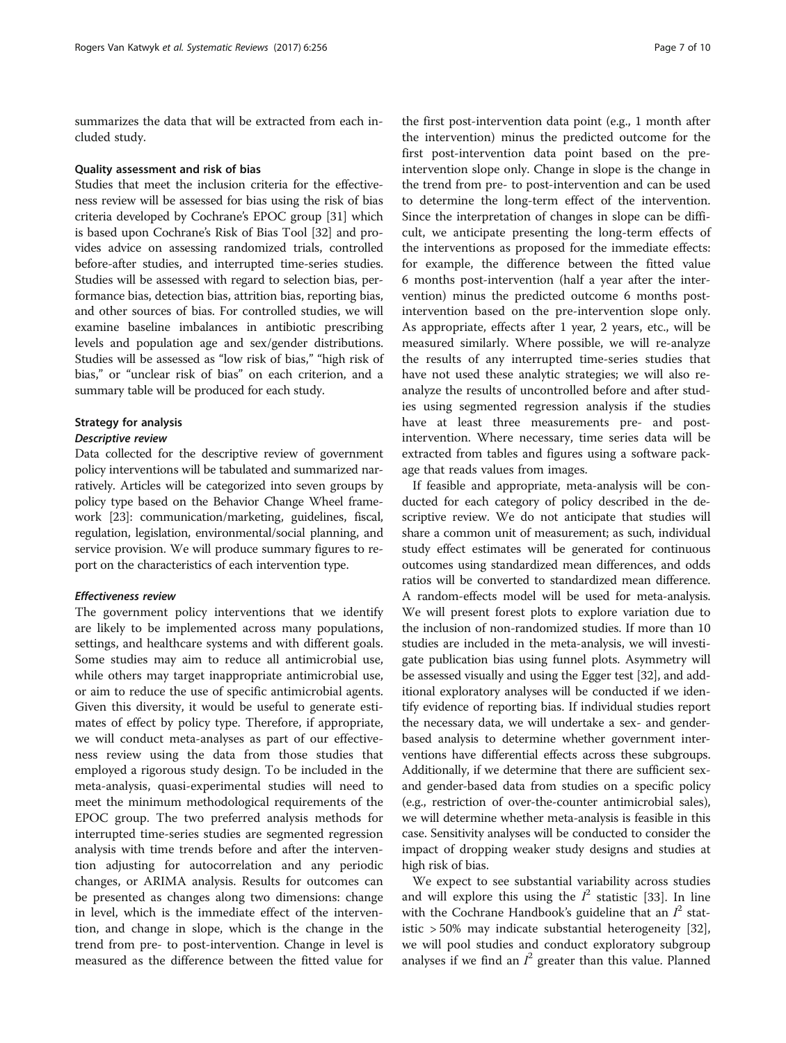summarizes the data that will be extracted from each included study.

### Quality assessment and risk of bias

Studies that meet the inclusion criteria for the effectiveness review will be assessed for bias using the risk of bias criteria developed by Cochrane's EPOC group [31] which is based upon Cochrane's Risk of Bias Tool [32] and provides advice on assessing randomized trials, controlled before-after studies, and interrupted time-series studies. Studies will be assessed with regard to selection bias, performance bias, detection bias, attrition bias, reporting bias, and other sources of bias. For controlled studies, we will examine baseline imbalances in antibiotic prescribing levels and population age and sex/gender distributions. Studies will be assessed as "low risk of bias," "high risk of bias," or "unclear risk of bias" on each criterion, and a summary table will be produced for each study.

### Strategy for analysis

#### *Descriptive review*

Data collected for the descriptive review of government policy interventions will be tabulated and summarized narratively. Articles will be categorized into seven groups by policy type based on the Behavior Change Wheel framework [23]: communication/marketing, guidelines, fiscal, regulation, legislation, environmental/social planning, and service provision. We will produce summary figures to report on the characteristics of each intervention type.

#### *Effectiveness review*

The government policy interventions that we identify are likely to be implemented across many populations, settings, and healthcare systems and with different goals. Some studies may aim to reduce all antimicrobial use, while others may target inappropriate antimicrobial use, or aim to reduce the use of specific antimicrobial agents. Given this diversity, it would be useful to generate estimates of effect by policy type. Therefore, if appropriate, we will conduct meta-analyses as part of our effectiveness review using the data from those studies that employed a rigorous study design. To be included in the meta-analysis, quasi-experimental studies will need to meet the minimum methodological requirements of the EPOC group. The two preferred analysis methods for interrupted time-series studies are segmented regression analysis with time trends before and after the intervention adjusting for autocorrelation and any periodic changes, or ARIMA analysis. Results for outcomes can be presented as changes along two dimensions: change in level, which is the immediate effect of the intervention, and change in slope, which is the change in the trend from pre- to post-intervention. Change in level is measured as the difference between the fitted value for the first post-intervention data point (e.g., 1 month after the intervention) minus the predicted outcome for the first post-intervention data point based on the pre-intervention slope only. Change in slope is the change in the trend from pre- to post-intervention and can be used to determine the long-term effect of the intervention. Since the interpretation of changes in slope can be difficult, we anticipate presenting the long-term effects of the interventions as proposed for the immediate effects: for example, the difference between the fitted value 6 months post-intervention (half a year after the intervention) minus the predicted outcome 6 months post-intervention based on the pre-intervention slope only. As appropriate, effects after 1 year, 2 years, etc., will be measured similarly. Where possible, we will re-analyze the results of any interrupted time-series studies that have not used these analytic strategies; we will also re-analyze the results of uncontrolled before and after studies using segmented regression analysis if the studies have at least three measurements pre- and post-intervention. Where necessary, time series data will be extracted from tables and figures using a software package that reads values from images.

If feasible and appropriate, meta-analysis will be conducted for each category of policy described in the descriptive review. We do not anticipate that studies will share a common unit of measurement; as such, individual study effect estimates will be generated for continuous outcomes using standardized mean differences, and odds ratios will be converted to standardized mean difference. A random-effects model will be used for meta-analysis. We will present forest plots to explore variation due to the inclusion of non-randomized studies. If more than 10 studies are included in the meta-analysis, we will investigate publication bias using funnel plots. Asymmetry will be assessed visually and using the Egger test [32], and additional exploratory analyses will be conducted if we identify evidence of reporting bias. If individual studies report the necessary data, we will undertake a sex- and gender-based analysis to determine whether government interventions have differential effects across these subgroups. Additionally, if we determine that there are sufficient sex- and gender-based data from studies on a specific policy (e.g., restriction of over-the-counter antimicrobial sales), we will determine whether meta-analysis is feasible in this case. Sensitivity analyses will be conducted to consider the impact of dropping weaker study designs and studies at high risk of bias.

We expect to see substantial variability across studies and will explore this using the $I^2$ statistic [33]. In line with the Cochrane Handbook's guideline that an $I^2$ statistic $> 50\%$ may indicate substantial heterogeneity [32], we will pool studies and conduct exploratory subgroup analyses if we find an $I^2$ greater than this value. Planned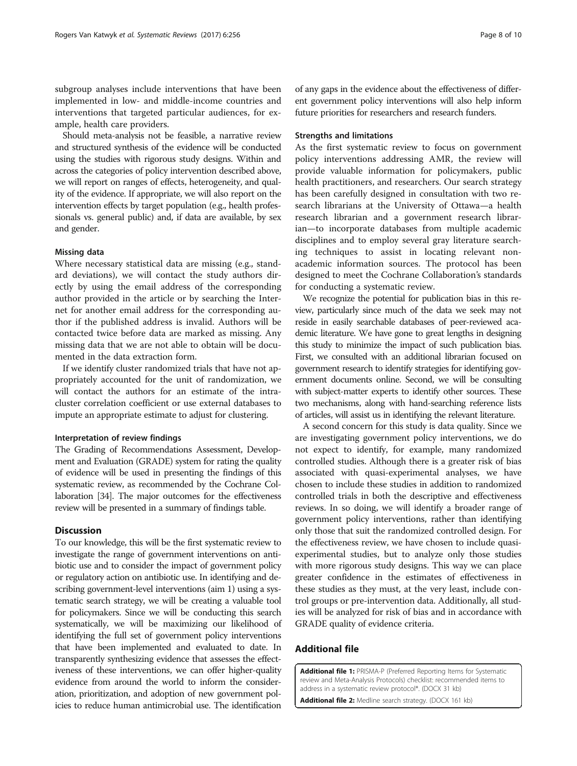subgroup analyses include interventions that have been implemented in low- and middle-income countries and interventions that targeted particular audiences, for example, health care providers.

Should meta-analysis not be feasible, a narrative review and structured synthesis of the evidence will be conducted using the studies with rigorous study designs. Within and across the categories of policy intervention described above, we will report on ranges of effects, heterogeneity, and quality of the evidence. If appropriate, we will also report on the intervention effects by target population (e.g., health professionals vs. general public) and, if data are available, by sex and gender.

#### Missing data

Where necessary statistical data are missing (e.g., standard deviations), we will contact the study authors directly by using the email address of the corresponding author provided in the article or by searching the Internet for another email address for the corresponding author if the published address is invalid. Authors will be contacted twice before data are marked as missing. Any missing data that we are not able to obtain will be documented in the data extraction form.

If we identify cluster randomized trials that have not appropriately accounted for the unit of randomization, we will contact the authors for an estimate of the intra-cluster correlation coefficient or use external databases to impute an appropriate estimate to adjust for clustering.

#### Interpretation of review findings

The Grading of Recommendations Assessment, Development and Evaluation (GRADE) system for rating the quality of evidence will be used in presenting the findings of this systematic review, as recommended by the Cochrane Collaboration [34]. The major outcomes for the effectiveness review will be presented in a summary of findings table.

## Discussion

To our knowledge, this will be the first systematic review to investigate the range of government interventions on antibiotic use and to consider the impact of government policy or regulatory action on antibiotic use. In identifying and describing government-level interventions (aim 1) using a systematic search strategy, we will be creating a valuable tool for policymakers. Since we will be conducting this search systematically, we will be maximizing our likelihood of identifying the full set of government policy interventions that have been implemented and evaluated to date. In transparently synthesizing evidence that assesses the effectiveness of these interventions, we can offer higher-quality evidence from around the world to inform the consideration, prioritization, and adoption of new government policies to reduce human antimicrobial use. The identification of any gaps in the evidence about the effectiveness of different government policy interventions will also help inform future priorities for researchers and research funders.

#### Strengths and limitations

As the first systematic review to focus on government policy interventions addressing AMR, the review will provide valuable information for policymakers, public health practitioners, and researchers. Our search strategy has been carefully designed in consultation with two research librarians at the University of Ottawa—a health research librarian and a government research librarian—to incorporate databases from multiple academic disciplines and to employ several gray literature searching techniques to assist in locating relevant non-academic information sources. The protocol has been designed to meet the Cochrane Collaboration's standards for conducting a systematic review.

We recognize the potential for publication bias in this review, particularly since much of the data we seek may not reside in easily searchable databases of peer-reviewed academic literature. We have gone to great lengths in designing this study to minimize the impact of such publication bias. First, we consulted with an additional librarian focused on government research to identify strategies for identifying government documents online. Second, we will be consulting with subject-matter experts to identify other sources. These two mechanisms, along with hand-searching reference lists of articles, will assist us in identifying the relevant literature.

A second concern for this study is data quality. Since we are investigating government policy interventions, we do not expect to identify, for example, many randomized controlled studies. Although there is a greater risk of bias associated with quasi-experimental analyses, we have chosen to include these studies in addition to randomized controlled trials in both the descriptive and effectiveness reviews. In so doing, we will identify a broader range of government policy interventions, rather than identifying only those that suit the randomized controlled design. For the effectiveness review, we have chosen to include quasi-experimental studies, but to analyze only those studies with more rigorous study designs. This way we can place greater confidence in the estimates of effectiveness in these studies as they must, at the very least, include control groups or pre-intervention data. Additionally, all studies will be analyzed for risk of bias and in accordance with GRADE quality of evidence criteria.

## Additional file

**Additional file 1:** PRISMA-P (Preferred Reporting Items for Systematic review and Meta-Analysis Protocols) checklist: recommended items to address in a systematic review protocol*. (DOCX 31 kb)

**Additional file 2:** Medline search strategy. (DOCX 161 kb)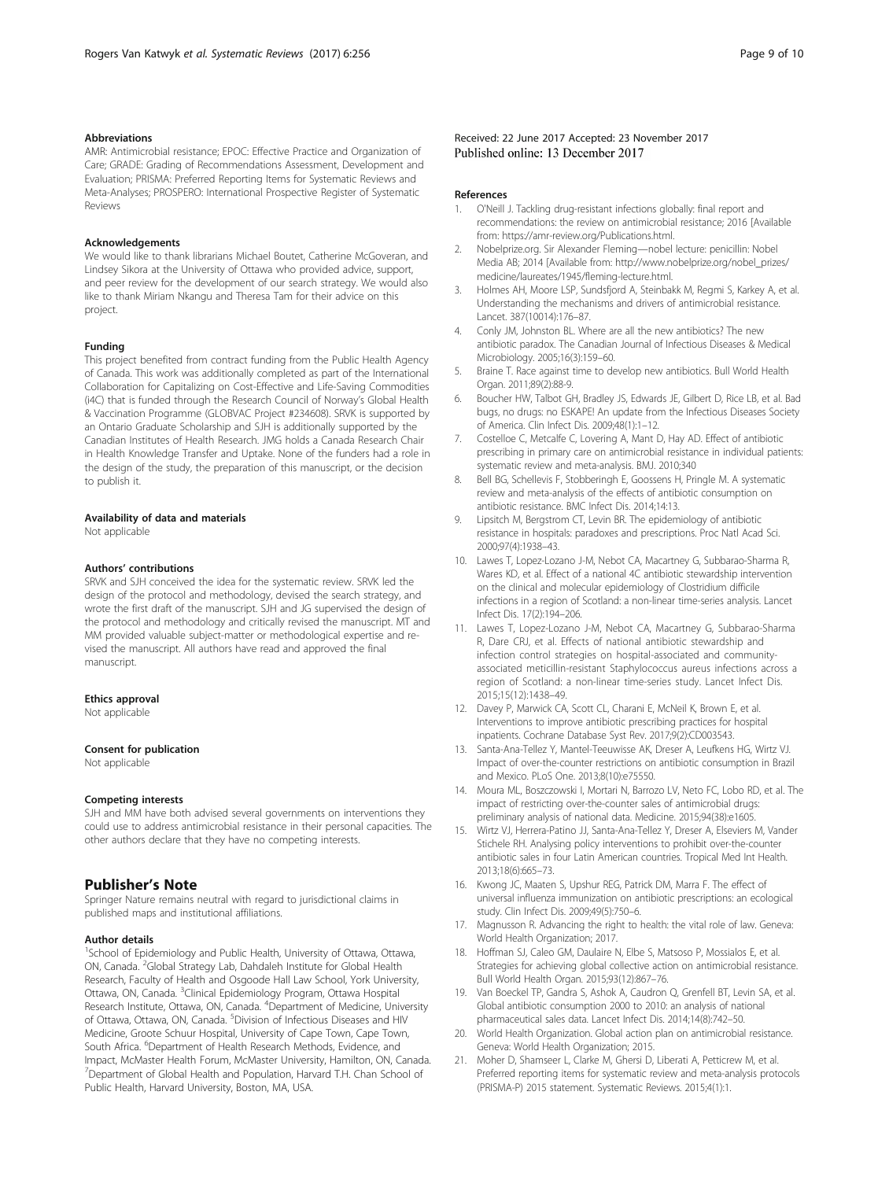### Abbreviations

AMR: Antimicrobial resistance; EPOC: Effective Practice and Organization of Care; GRADE: Grading of Recommendations Assessment, Development and Evaluation; PRISMA: Preferred Reporting Items for Systematic Reviews and Meta-Analyses; PROSPERO: International Prospective Register of Systematic Reviews

### Acknowledgements

We would like to thank librarians Michael Boutet, Catherine McGoveran, and Lindsey Sikora at the University of Ottawa who provided advice, support, and peer review for the development of our search strategy. We would also like to thank Miriam Nkangu and Theresa Tam for their advice on this project.

### Funding

This project benefited from contract funding from the Public Health Agency of Canada. This work was additionally completed as part of the International Collaboration for Capitalizing on Cost-Effective and Life-Saving Commodities (i4C) that is funded through the Research Council of Norway's Global Health & Vaccination Programme (GLOBVAC Project #234608). SRVK is supported by an Ontario Graduate Scholarship and SJH is additionally supported by the Canadian Institutes of Health Research. JMG holds a Canada Research Chair in Health Knowledge Transfer and Uptake. None of the funders had a role in the design of the study, the preparation of this manuscript, or the decision to publish it.

### Availability of data and materials

Not applicable

### Authors' contributions

SRVK and SJH conceived the idea for the systematic review. SRVK led the design of the protocol and methodology, devised the search strategy, and wrote the first draft of the manuscript. SJH and JG supervised the design of the protocol and methodology and critically revised the manuscript. MT and MM provided valuable subject-matter or methodological expertise and revised the manuscript. All authors have read and approved the final manuscript.

### Ethics approval

Not applicable

### Consent for publication

Not applicable

### Competing interests

SJH and MM have both advised several governments on interventions they could use to address antimicrobial resistance in their personal capacities. The other authors declare that they have no competing interests.

## Publisher's Note

Springer Nature remains neutral with regard to jurisdictional claims in published maps and institutional affiliations.

### Author details

[1]School of Epidemiology and Public Health, University of Ottawa, Ottawa, ON, Canada. [2]Global Strategy Lab, Dahdaleh Institute for Global Health Research, Faculty of Health and Osgoode Hall Law School, York University, Ottawa, ON, Canada. [3]Clinical Epidemiology Program, Ottawa Hospital Research Institute, Ottawa, ON, Canada. [4]Department of Medicine, University of Ottawa, Ottawa, ON, Canada. [5]Division of Infectious Diseases and HIV Medicine, Groote Schuur Hospital, University of Cape Town, Cape Town, South Africa. [6]Department of Health Research Methods, Evidence, and Impact, McMaster Health Forum, McMaster University, Hamilton, ON, Canada. [7]Department of Global Health and Population, Harvard T.H. Chan School of Public Health, Harvard University, Boston, MA, USA.

Received: 22 June 2017 Accepted: 23 November 2017
Published online: 13 December 2017

### References

1. O'Neill J. Tackling drug-resistant infections globally: final report and recommendations: the review on antimicrobial resistance; 2016 [Available from: https://amr-review.org/Publications.html.
2. Nobelprize.org. Sir Alexander Fleming—nobel lecture: penicillin: Nobel Media AB; 2014 [Available from: http://www.nobelprize.org/nobel_prizes/medicine/laureates/1945/fleming-lecture.html.
3. Holmes AH, Moore LSP, Sundsfjord A, Steinbakk M, Regmi S, Karkey A, et al. Understanding the mechanisms and drivers of antimicrobial resistance. Lancet. 387(10014):176–87.
4. Conly JM, Johnston BL. Where are all the new antibiotics? The new antibiotic paradox. The Canadian Journal of Infectious Diseases & Medical Microbiology. 2005;16(3):159–60.
5. Braine T. Race against time to develop new antibiotics. Bull World Health Organ. 2011;89(2):88-9.
6. Boucher HW, Talbot GH, Bradley JS, Edwards JE, Gilbert D, Rice LB, et al. Bad bugs, no drugs: no ESKAPE! An update from the Infectious Diseases Society of America. Clin Infect Dis. 2009;48(1):1–12.
7. Costelloe C, Metcalfe C, Lovering A, Mant D, Hay AD. Effect of antibiotic prescribing in primary care on antimicrobial resistance in individual patients: systematic review and meta-analysis. BMJ. 2010;340
8. Bell BG, Schellevis F, Stobberingh E, Goossens H, Pringle M. A systematic review and meta-analysis of the effects of antibiotic consumption on antibiotic resistance. BMC Infect Dis. 2014;14:13.
9. Lipsitch M, Bergstrom CT, Levin BR. The epidemiology of antibiotic resistance in hospitals: paradoxes and prescriptions. Proc Natl Acad Sci. 2000;97(4):1938–43.
10. Lawes T, Lopez-Lozano J-M, Nebot CA, Macartney G, Subbarao-Sharma R, Wares KD, et al. Effect of a national 4C antibiotic stewardship intervention on the clinical and molecular epidemiology of Clostridium difficile infections in a region of Scotland: a non-linear time-series analysis. Lancet Infect Dis. 17(2):194–206.
11. Lawes T, Lopez-Lozano J-M, Nebot CA, Macartney G, Subbarao-Sharma R, Dare CRJ, et al. Effects of national antibiotic stewardship and infection control strategies on hospital-associated and community-associated meticillin-resistant Staphylococcus aureus infections across a region of Scotland: a non-linear time-series study. Lancet Infect Dis. 2015;15(12):1438–49.
12. Davey P, Marwick CA, Scott CL, Charani E, McNeil K, Brown E, et al. Interventions to improve antibiotic prescribing practices for hospital inpatients. Cochrane Database Syst Rev. 2017;9(2):CD003543.
13. Santa-Ana-Tellez Y, Mantel-Teeuwisse AK, Dreser A, Leufkens HG, Wirtz VJ. Impact of over-the-counter restrictions on antibiotic consumption in Brazil and Mexico. PLoS One. 2013;8(10):e75550.
14. Moura ML, Boszczowski I, Mortari N, Barrozo LV, Neto FC, Lobo RD, et al. The impact of restricting over-the-counter sales of antimicrobial drugs: preliminary analysis of national data. Medicine. 2015;94(38):e1605.
15. Wirtz VJ, Herrera-Patino JJ, Santa-Ana-Tellez Y, Dreser A, Elseviers M, Vander Stichele RH. Analysing policy interventions to prohibit over-the-counter antibiotic sales in four Latin American countries. Tropical Med Int Health. 2013;18(6):665–73.
16. Kwong JC, Maaten S, Upshur REG, Patrick DM, Marra F. The effect of universal influenza immunization on antibiotic prescriptions: an ecological study. Clin Infect Dis. 2009;49(5):750–6.
17. Magnusson R. Advancing the right to health: the vital role of law. Geneva: World Health Organization; 2017.
18. Hoffman SJ, Caleo GM, Daulaire N, Elbe S, Matsoso P, Mossialos E, et al. Strategies for achieving global collective action on antimicrobial resistance. Bull World Health Organ. 2015;93(12):867–76.
19. Van Boeckel TP, Gandra S, Ashok A, Caudron Q, Grenfell BT, Levin SA, et al. Global antibiotic consumption 2000 to 2010: an analysis of national pharmaceutical sales data. Lancet Infect Dis. 2014;14(8):742–50.
20. World Health Organization. Global action plan on antimicrobial resistance. Geneva: World Health Organization; 2015.
21. Moher D, Shamseer L, Clarke M, Ghersi D, Liberati A, Petticrew M, et al. Preferred reporting items for systematic review and meta-analysis protocols (PRISMA-P) 2015 statement. Systematic Reviews. 2015;4(1):1.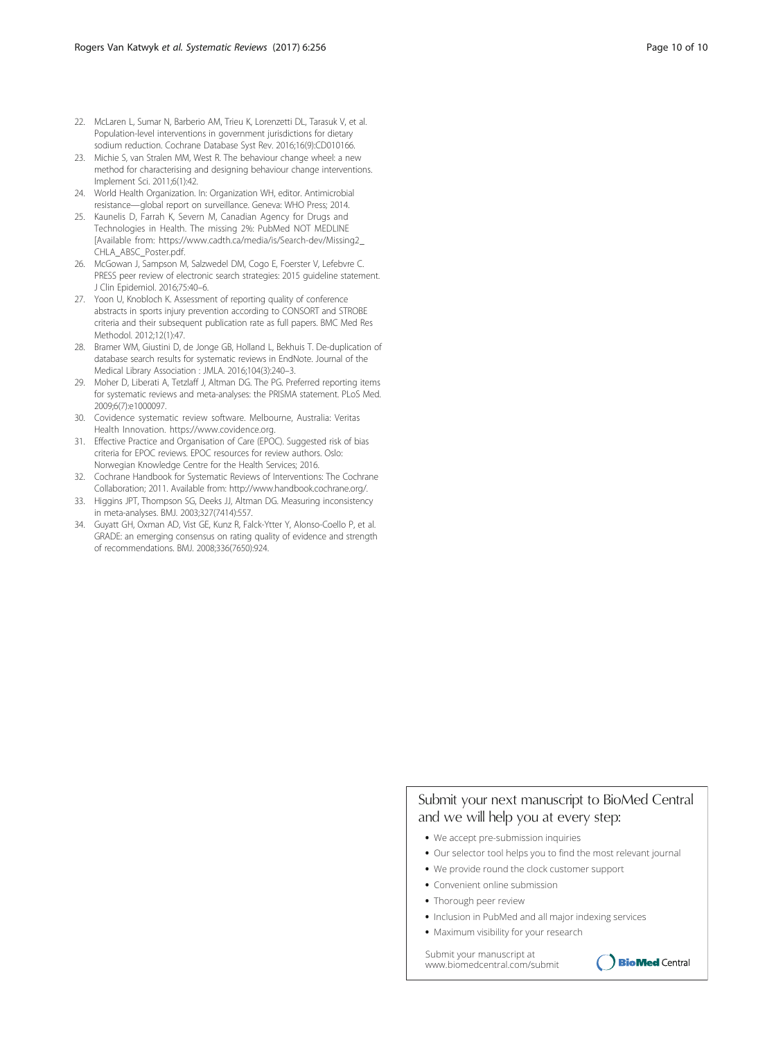22. McLaren L, Sumar N, Barberio AM, Trieu K, Lorenzetti DL, Tarasuk V, et al. Population-level interventions in government jurisdictions for dietary sodium reduction. Cochrane Database Syst Rev. 2016;16(9):CD010166.
23. Michie S, van Stralen MM, West R. The behaviour change wheel: a new method for characterising and designing behaviour change interventions. Implement Sci. 2011;6(1):42.
24. World Health Organization. In: Organization WH, editor. Antimicrobial resistance—global report on surveillance. Geneva: WHO Press; 2014.
25. Kaunelis D, Farrah K, Severn M, Canadian Agency for Drugs and Technologies in Health. The missing 2%: PubMed NOT MEDLINE [Available from: https://www.cadth.ca/media/is/Search-dev/Missing2_CHLA_ABSC_Poster.pdf.
26. McGowan J, Sampson M, Salzwedel DM, Cogo E, Foerster V, Lefebvre C. PRESS peer review of electronic search strategies: 2015 guideline statement. J Clin Epidemiol. 2016;75:40–6.
27. Yoon U, Knobloch K. Assessment of reporting quality of conference abstracts in sports injury prevention according to CONSORT and STROBE criteria and their subsequent publication rate as full papers. BMC Med Res Methodol. 2012;12(1):47.
28. Bramer WM, Giustini D, de Jonge GB, Holland L, Bekhuis T. De-duplication of database search results for systematic reviews in EndNote. Journal of the Medical Library Association : JMLA. 2016;104(3):240–3.
29. Moher D, Liberati A, Tetzlaff J, Altman DG. The PG. Preferred reporting items for systematic reviews and meta-analyses: the PRISMA statement. PLoS Med. 2009;6(7):e1000097.
30. Covidence systematic review software. Melbourne, Australia: Veritas Health Innovation. https://www.covidence.org.
31. Effective Practice and Organisation of Care (EPOC). Suggested risk of bias criteria for EPOC reviews. EPOC resources for review authors. Oslo: Norwegian Knowledge Centre for the Health Services; 2016.
32. Cochrane Handbook for Systematic Reviews of Interventions: The Cochrane Collaboration; 2011. Available from: http://www.handbook.cochrane.org/.
33. Higgins JPT, Thompson SG, Deeks JJ, Altman DG. Measuring inconsistency in meta-analyses. BMJ. 2003;327(7414):557.
34. Guyatt GH, Oxman AD, Vist GE, Kunz R, Falck-Ytter Y, Alonso-Coello P, et al. GRADE: an emerging consensus on rating quality of evidence and strength of recommendations. BMJ. 2008;336(7650):924.

Submit your next manuscript to BioMed Central and we will help you at every step:

- We accept pre-submission inquiries
- Our selector tool helps you to find the most relevant journal
- We provide round the clock customer support
- Convenient online submission
- Thorough peer review
- Inclusion in PubMed and all major indexing services
- Maximum visibility for your research

Submit your manuscript at www.biomedcentral.com/submit

BioMed Central